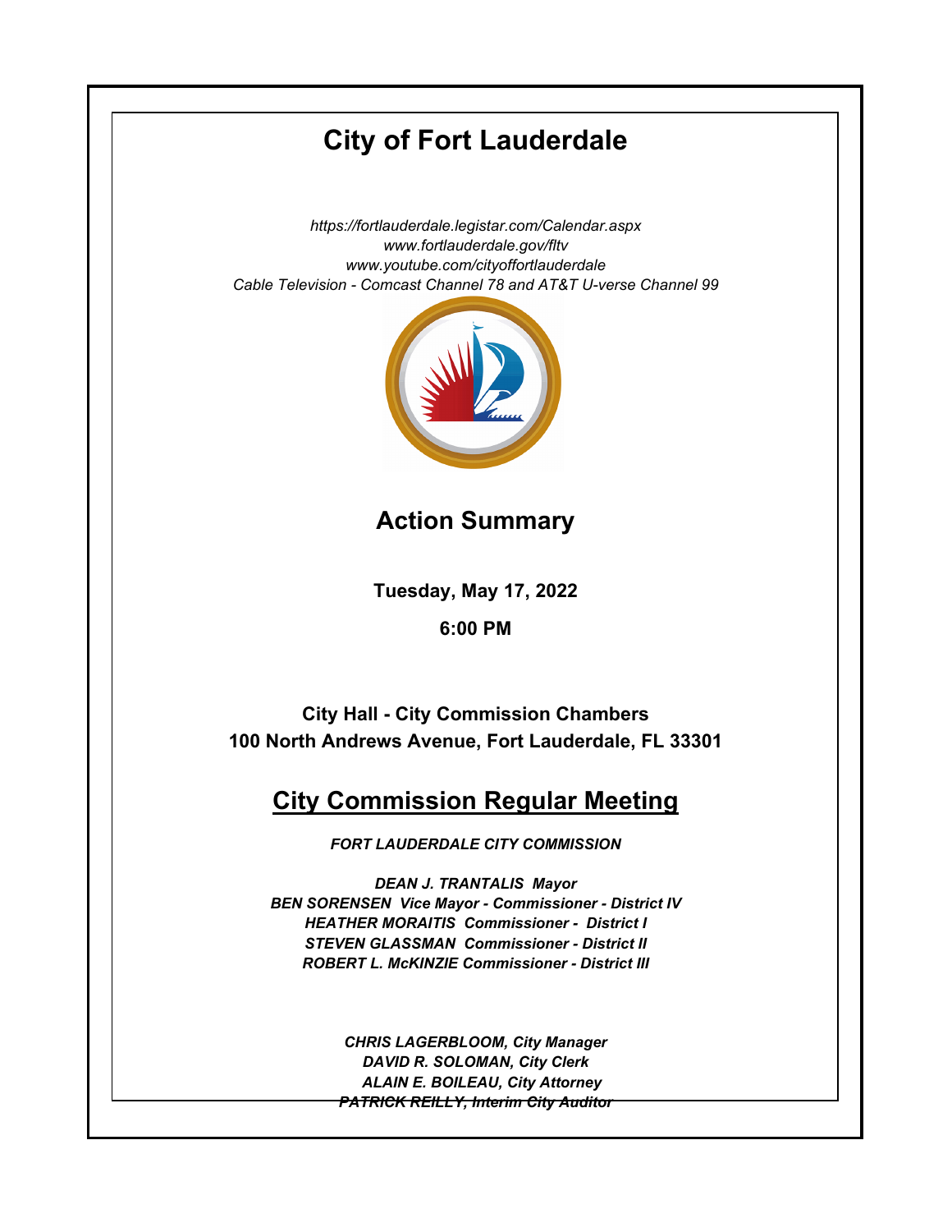# City of Fort Lauderdale

*https://fortlauderdale.legistar.com/Calendar.aspx*
*www.fortlauderdale.gov/fltv*
*www.youtube.com/cityoffortlauderdale*
*Cable Television - Comcast Channel 78 and AT&T U-verse Channel 99*

## Action Summary

**Tuesday, May 17, 2022**

**6:00 PM**

**City Hall - City Commission Chambers**
**100 North Andrews Avenue, Fort Lauderdale, FL 33301**

## City Commission Regular Meeting

***FORT LAUDERDALE CITY COMMISSION***

***DEAN J. TRANTALIS Mayor***
***BEN SORENSEN Vice Mayor - Commissioner - District IV***
***HEATHER MORAITIS Commissioner - District I***
***STEVEN GLASSMAN Commissioner - District II***
***ROBERT L. McKINZIE Commissioner - District III***

***CHRIS LAGERBLOOM, City Manager***
***DAVID R. SOLOMAN, City Clerk***
***ALAIN E. BOILEAU, City Attorney***
***PATRICK REILLY, Interim City Auditor***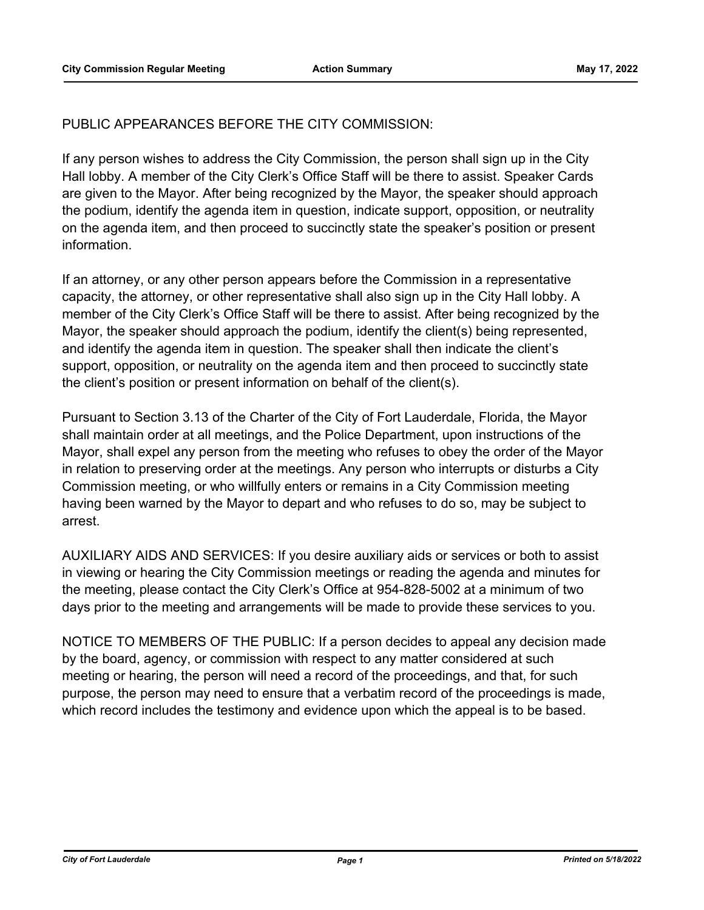PUBLIC APPEARANCES BEFORE THE CITY COMMISSION:

If any person wishes to address the City Commission, the person shall sign up in the City Hall lobby. A member of the City Clerk's Office Staff will be there to assist. Speaker Cards are given to the Mayor. After being recognized by the Mayor, the speaker should approach the podium, identify the agenda item in question, indicate support, opposition, or neutrality on the agenda item, and then proceed to succinctly state the speaker's position or present information.

If an attorney, or any other person appears before the Commission in a representative capacity, the attorney, or other representative shall also sign up in the City Hall lobby. A member of the City Clerk's Office Staff will be there to assist. After being recognized by the Mayor, the speaker should approach the podium, identify the client(s) being represented, and identify the agenda item in question. The speaker shall then indicate the client's support, opposition, or neutrality on the agenda item and then proceed to succinctly state the client's position or present information on behalf of the client(s).

Pursuant to Section 3.13 of the Charter of the City of Fort Lauderdale, Florida, the Mayor shall maintain order at all meetings, and the Police Department, upon instructions of the Mayor, shall expel any person from the meeting who refuses to obey the order of the Mayor in relation to preserving order at the meetings. Any person who interrupts or disturbs a City Commission meeting, or who willfully enters or remains in a City Commission meeting having been warned by the Mayor to depart and who refuses to do so, may be subject to arrest.

AUXILIARY AIDS AND SERVICES: If you desire auxiliary aids or services or both to assist in viewing or hearing the City Commission meetings or reading the agenda and minutes for the meeting, please contact the City Clerk's Office at 954-828-5002 at a minimum of two days prior to the meeting and arrangements will be made to provide these services to you.

NOTICE TO MEMBERS OF THE PUBLIC: If a person decides to appeal any decision made by the board, agency, or commission with respect to any matter considered at such meeting or hearing, the person will need a record of the proceedings, and that, for such purpose, the person may need to ensure that a verbatim record of the proceedings is made, which record includes the testimony and evidence upon which the appeal is to be based.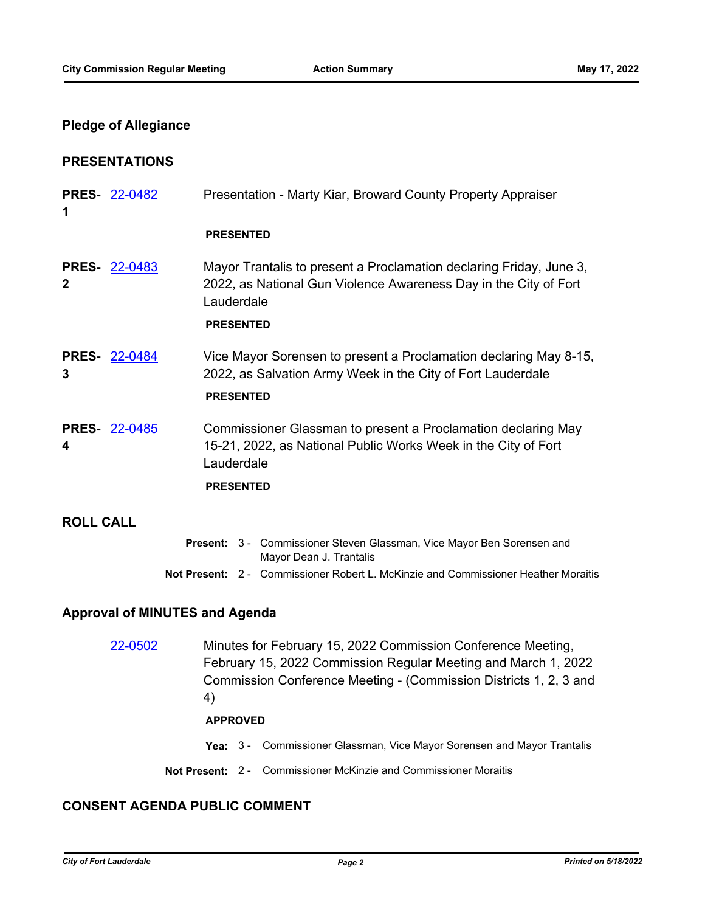## Pledge of Allegiance

## PRESENTATIONS

**PRES-1** [22-0482] Presentation - Marty Kiar, Broward County Property Appraiser

**PRESENTED**

**PRES-2** [22-0483] Mayor Trantalis to present a Proclamation declaring Friday, June 3, 2022, as National Gun Violence Awareness Day in the City of Fort Lauderdale

**PRESENTED**

**PRES-3** [22-0484] Vice Mayor Sorensen to present a Proclamation declaring May 8-15, 2022, as Salvation Army Week in the City of Fort Lauderdale

**PRESENTED**

**PRES-4** [22-0485] Commissioner Glassman to present a Proclamation declaring May 15-21, 2022, as National Public Works Week in the City of Fort Lauderdale

**PRESENTED**

## ROLL CALL

**Present:** 3 - Commissioner Steven Glassman, Vice Mayor Ben Sorensen and Mayor Dean J. Trantalis

**Not Present:** 2 - Commissioner Robert L. McKinzie and Commissioner Heather Moraitis

## Approval of MINUTES and Agenda

[22-0502] Minutes for February 15, 2022 Commission Conference Meeting, February 15, 2022 Commission Regular Meeting and March 1, 2022 Commission Conference Meeting - (Commission Districts 1, 2, 3 and 4)

**APPROVED**

**Yea:** 3 - Commissioner Glassman, Vice Mayor Sorensen and Mayor Trantalis

**Not Present:** 2 - Commissioner McKinzie and Commissioner Moraitis

## CONSENT AGENDA PUBLIC COMMENT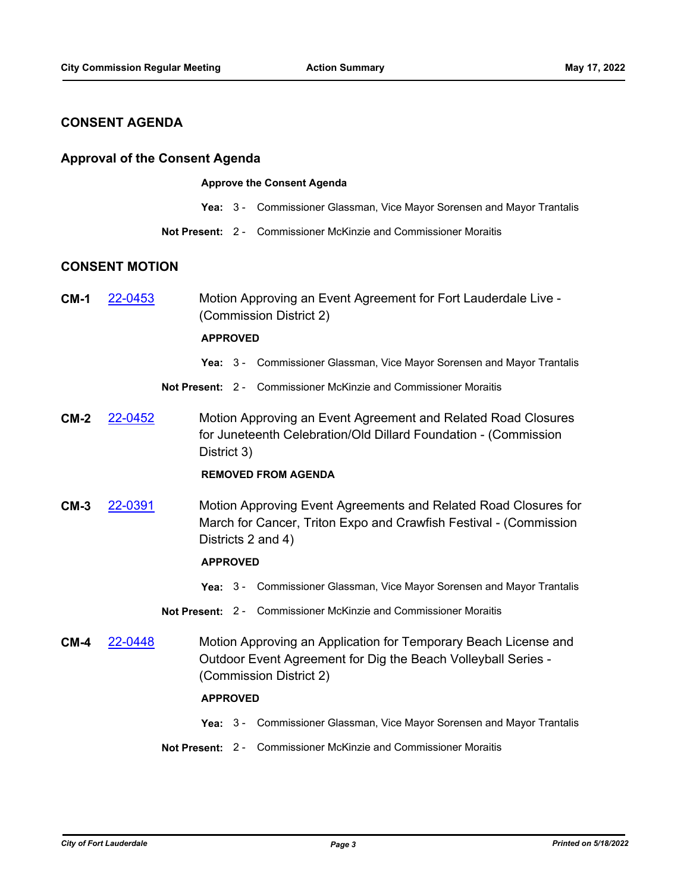## CONSENT AGENDA

### Approval of the Consent Agenda

**Approve the Consent Agenda**

**Yea:** 3 - Commissioner Glassman, Vice Mayor Sorensen and Mayor Trantalis

**Not Present:** 2 - Commissioner McKinzie and Commissioner Moraitis

## CONSENT MOTION

**CM-1** 22-0453 Motion Approving an Event Agreement for Fort Lauderdale Live - (Commission District 2)

**APPROVED**

**Yea:** 3 - Commissioner Glassman, Vice Mayor Sorensen and Mayor Trantalis

**Not Present:** 2 - Commissioner McKinzie and Commissioner Moraitis

**CM-2** 22-0452 Motion Approving an Event Agreement and Related Road Closures for Juneteenth Celebration/Old Dillard Foundation - (Commission District 3)

**REMOVED FROM AGENDA**

**CM-3** 22-0391 Motion Approving Event Agreements and Related Road Closures for March for Cancer, Triton Expo and Crawfish Festival - (Commission Districts 2 and 4)

**APPROVED**

**Yea:** 3 - Commissioner Glassman, Vice Mayor Sorensen and Mayor Trantalis

**Not Present:** 2 - Commissioner McKinzie and Commissioner Moraitis

**CM-4** 22-0448 Motion Approving an Application for Temporary Beach License and Outdoor Event Agreement for Dig the Beach Volleyball Series - (Commission District 2)

**APPROVED**

**Yea:** 3 - Commissioner Glassman, Vice Mayor Sorensen and Mayor Trantalis

**Not Present:** 2 - Commissioner McKinzie and Commissioner Moraitis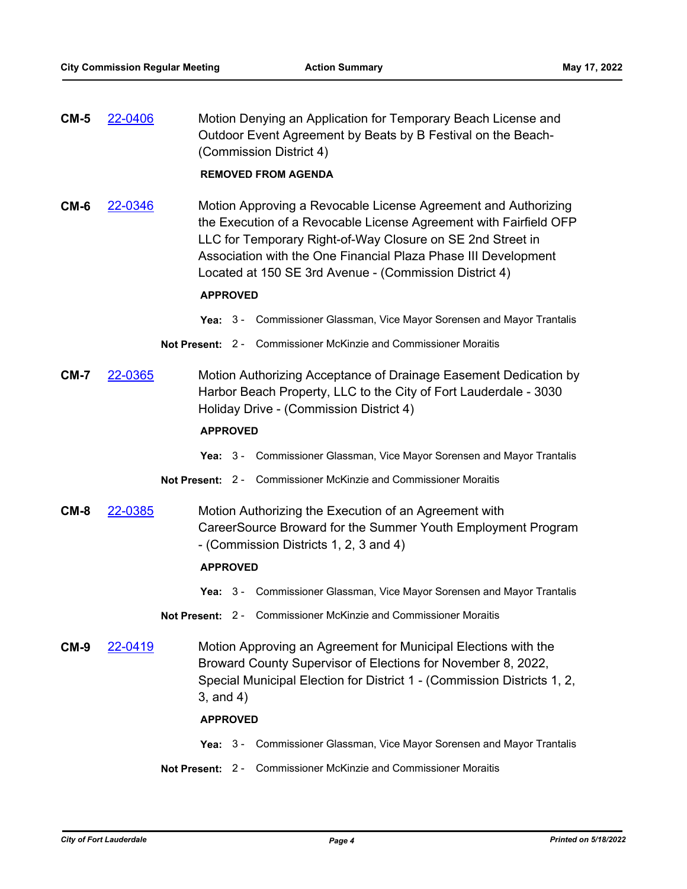**CM-5** [22-0406] Motion Denying an Application for Temporary Beach License and Outdoor Event Agreement by Beats by B Festival on the Beach- (Commission District 4)

**REMOVED FROM AGENDA**

**CM-6** [22-0346] Motion Approving a Revocable License Agreement and Authorizing the Execution of a Revocable License Agreement with Fairfield OFP LLC for Temporary Right-of-Way Closure on SE 2nd Street in Association with the One Financial Plaza Phase III Development Located at 150 SE 3rd Avenue - (Commission District 4)

**APPROVED**

**Yea:** 3 - Commissioner Glassman, Vice Mayor Sorensen and Mayor Trantalis

**Not Present:** 2 - Commissioner McKinzie and Commissioner Moraitis

**CM-7** [22-0365] Motion Authorizing Acceptance of Drainage Easement Dedication by Harbor Beach Property, LLC to the City of Fort Lauderdale - 3030 Holiday Drive - (Commission District 4)

**APPROVED**

**Yea:** 3 - Commissioner Glassman, Vice Mayor Sorensen and Mayor Trantalis

**Not Present:** 2 - Commissioner McKinzie and Commissioner Moraitis

**CM-8** [22-0385] Motion Authorizing the Execution of an Agreement with CareerSource Broward for the Summer Youth Employment Program - (Commission Districts 1, 2, 3 and 4)

**APPROVED**

**Yea:** 3 - Commissioner Glassman, Vice Mayor Sorensen and Mayor Trantalis

**Not Present:** 2 - Commissioner McKinzie and Commissioner Moraitis

**CM-9** [22-0419] Motion Approving an Agreement for Municipal Elections with the Broward County Supervisor of Elections for November 8, 2022, Special Municipal Election for District 1 - (Commission Districts 1, 2, 3, and 4)

**APPROVED**

**Yea:** 3 - Commissioner Glassman, Vice Mayor Sorensen and Mayor Trantalis

**Not Present:** 2 - Commissioner McKinzie and Commissioner Moraitis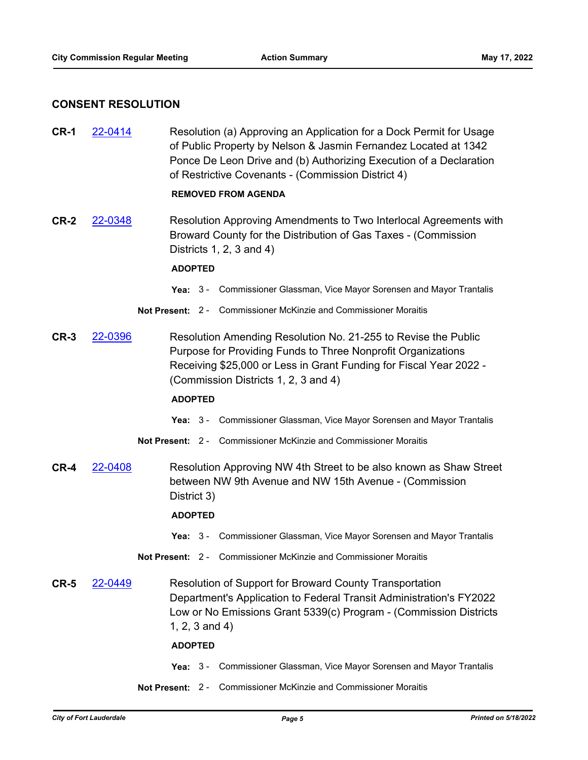## CONSENT RESOLUTION

**CR-1** [22-0414](22-0414) Resolution (a) Approving an Application for a Dock Permit for Usage of Public Property by Nelson & Jasmin Fernandez Located at 1342 Ponce De Leon Drive and (b) Authorizing Execution of a Declaration of Restrictive Covenants - (Commission District 4)

**REMOVED FROM AGENDA**

**CR-2** [22-0348](22-0348) Resolution Approving Amendments to Two Interlocal Agreements with Broward County for the Distribution of Gas Taxes - (Commission Districts 1, 2, 3 and 4)

**ADOPTED**

**Yea:** 3 - Commissioner Glassman, Vice Mayor Sorensen and Mayor Trantalis

**Not Present:** 2 - Commissioner McKinzie and Commissioner Moraitis

**CR-3** [22-0396](22-0396) Resolution Amending Resolution No. 21-255 to Revise the Public Purpose for Providing Funds to Three Nonprofit Organizations Receiving $25,000 or Less in Grant Funding for Fiscal Year 2022 - (Commission Districts 1, 2, 3 and 4)

**ADOPTED**

**Yea:** 3 - Commissioner Glassman, Vice Mayor Sorensen and Mayor Trantalis

**Not Present:** 2 - Commissioner McKinzie and Commissioner Moraitis

**CR-4** [22-0408](22-0408) Resolution Approving NW 4th Street to be also known as Shaw Street between NW 9th Avenue and NW 15th Avenue - (Commission District 3)

**ADOPTED**

**Yea:** 3 - Commissioner Glassman, Vice Mayor Sorensen and Mayor Trantalis

**Not Present:** 2 - Commissioner McKinzie and Commissioner Moraitis

**CR-5** [22-0449](22-0449) Resolution of Support for Broward County Transportation Department's Application to Federal Transit Administration's FY2022 Low or No Emissions Grant 5339(c) Program - (Commission Districts 1, 2, 3 and 4)

**ADOPTED**

**Yea:** 3 - Commissioner Glassman, Vice Mayor Sorensen and Mayor Trantalis

**Not Present:** 2 - Commissioner McKinzie and Commissioner Moraitis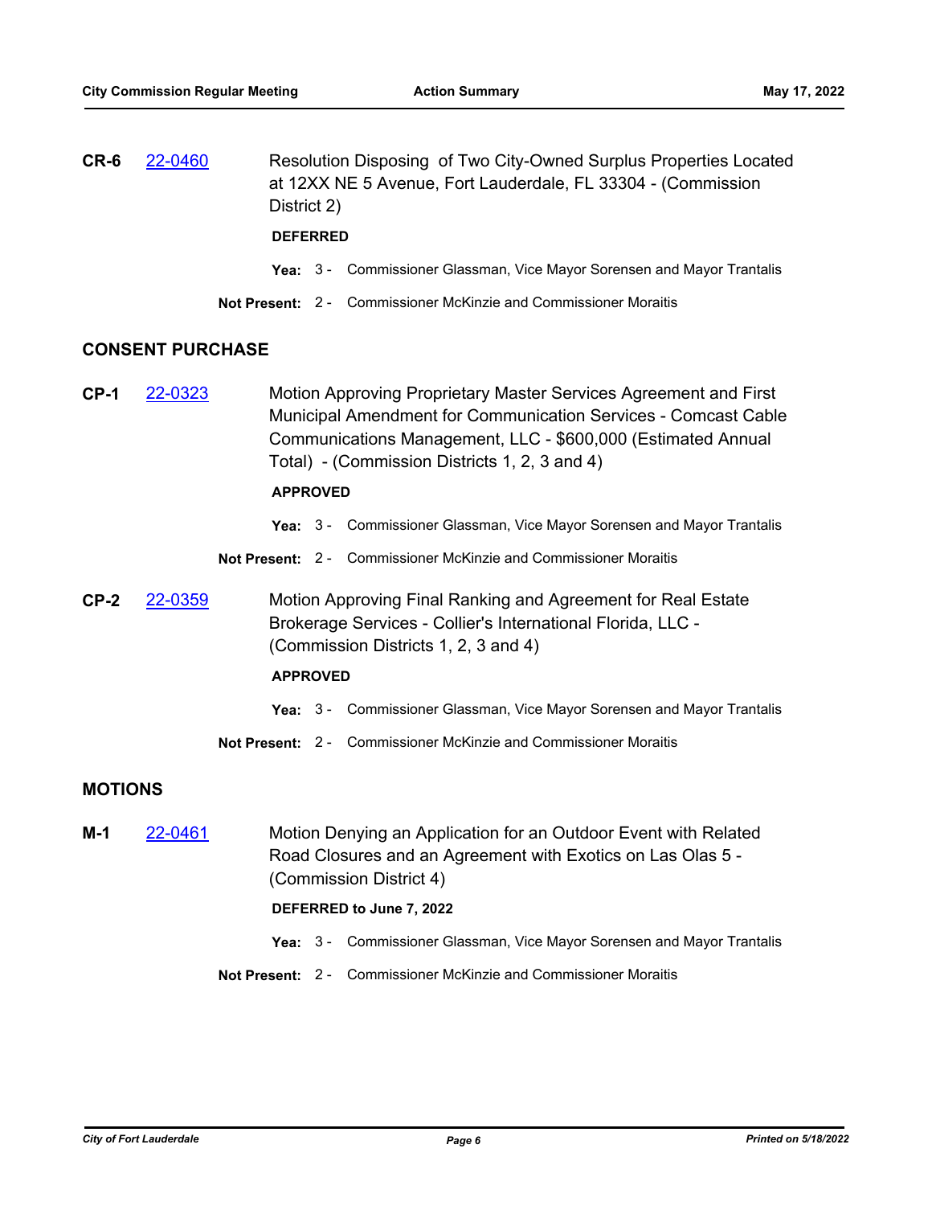**CR-6** 22-0460 Resolution Disposing of Two City-Owned Surplus Properties Located at 12XX NE 5 Avenue, Fort Lauderdale, FL 33304 - (Commission District 2)

**DEFERRED**

**Yea:** 3 - Commissioner Glassman, Vice Mayor Sorensen and Mayor Trantalis

**Not Present:** 2 - Commissioner McKinzie and Commissioner Moraitis

## CONSENT PURCHASE

**CP-1** 22-0323 Motion Approving Proprietary Master Services Agreement and First Municipal Amendment for Communication Services - Comcast Cable Communications Management, LLC - $600,000 (Estimated Annual Total) - (Commission Districts 1, 2, 3 and 4)

**APPROVED**

**Yea:** 3 - Commissioner Glassman, Vice Mayor Sorensen and Mayor Trantalis

**Not Present:** 2 - Commissioner McKinzie and Commissioner Moraitis

**CP-2** 22-0359 Motion Approving Final Ranking and Agreement for Real Estate Brokerage Services - Collier's International Florida, LLC - (Commission Districts 1, 2, 3 and 4)

**APPROVED**

**Yea:** 3 - Commissioner Glassman, Vice Mayor Sorensen and Mayor Trantalis

**Not Present:** 2 - Commissioner McKinzie and Commissioner Moraitis

## MOTIONS

**M-1** 22-0461 Motion Denying an Application for an Outdoor Event with Related Road Closures and an Agreement with Exotics on Las Olas 5 - (Commission District 4)

**DEFERRED to June 7, 2022**

**Yea:** 3 - Commissioner Glassman, Vice Mayor Sorensen and Mayor Trantalis

**Not Present:** 2 - Commissioner McKinzie and Commissioner Moraitis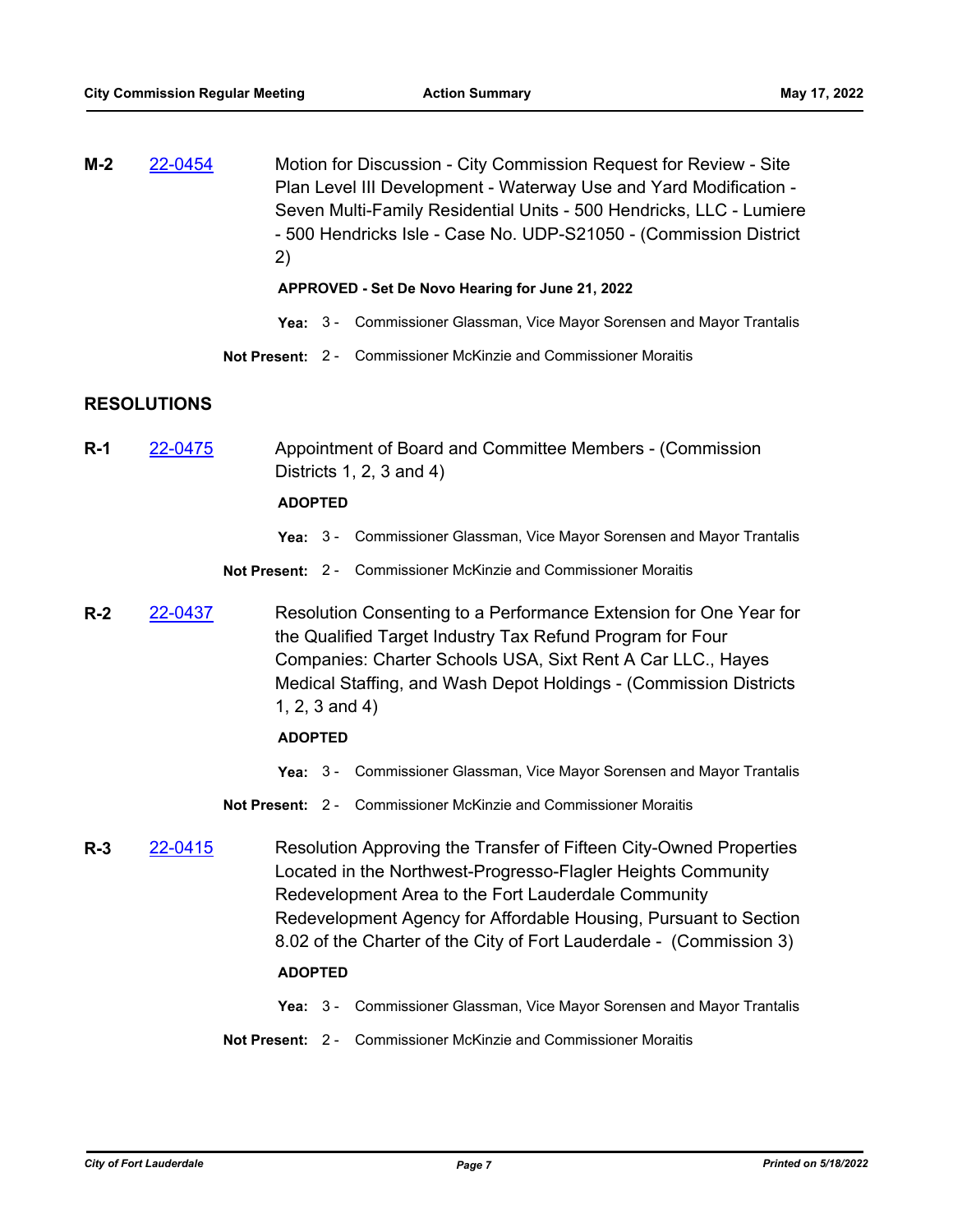**M-2** 22-0454 Motion for Discussion - City Commission Request for Review - Site Plan Level III Development - Waterway Use and Yard Modification - Seven Multi-Family Residential Units - 500 Hendricks, LLC - Lumiere - 500 Hendricks Isle - Case No. UDP-S21050 - (Commission District 2)

**APPROVED - Set De Novo Hearing for June 21, 2022**

**Yea:** 3 - Commissioner Glassman, Vice Mayor Sorensen and Mayor Trantalis

**Not Present:** 2 - Commissioner McKinzie and Commissioner Moraitis

## RESOLUTIONS

**R-1** 22-0475 Appointment of Board and Committee Members - (Commission Districts 1, 2, 3 and 4)

**ADOPTED**

**Yea:** 3 - Commissioner Glassman, Vice Mayor Sorensen and Mayor Trantalis

**Not Present:** 2 - Commissioner McKinzie and Commissioner Moraitis

**R-2** 22-0437 Resolution Consenting to a Performance Extension for One Year for the Qualified Target Industry Tax Refund Program for Four Companies: Charter Schools USA, Sixt Rent A Car LLC., Hayes Medical Staffing, and Wash Depot Holdings - (Commission Districts 1, 2, 3 and 4)

**ADOPTED**

**Yea:** 3 - Commissioner Glassman, Vice Mayor Sorensen and Mayor Trantalis

**Not Present:** 2 - Commissioner McKinzie and Commissioner Moraitis

**R-3** 22-0415 Resolution Approving the Transfer of Fifteen City-Owned Properties Located in the Northwest-Progresso-Flagler Heights Community Redevelopment Area to the Fort Lauderdale Community Redevelopment Agency for Affordable Housing, Pursuant to Section 8.02 of the Charter of the City of Fort Lauderdale - (Commission 3)

**ADOPTED**

**Yea:** 3 - Commissioner Glassman, Vice Mayor Sorensen and Mayor Trantalis

**Not Present:** 2 - Commissioner McKinzie and Commissioner Moraitis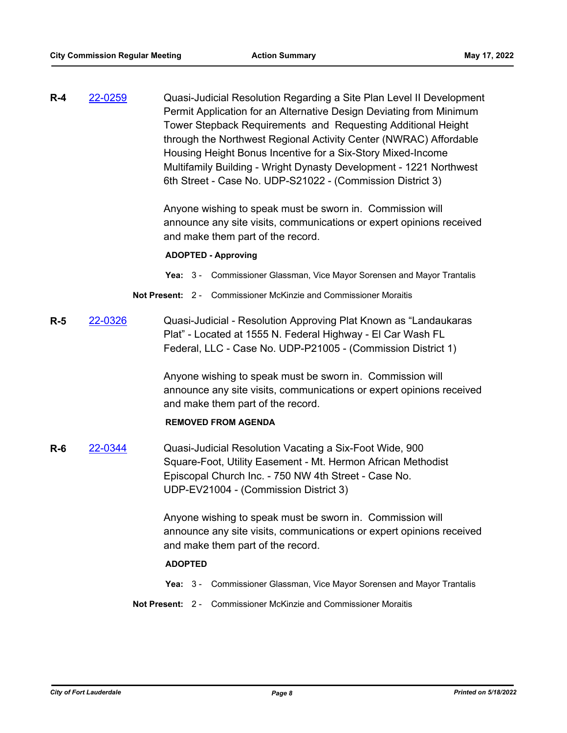**R-4** 22-0259 Quasi-Judicial Resolution Regarding a Site Plan Level II Development Permit Application for an Alternative Design Deviating from Minimum Tower Stepback Requirements and Requesting Additional Height through the Northwest Regional Activity Center (NWRAC) Affordable Housing Height Bonus Incentive for a Six-Story Mixed-Income Multifamily Building - Wright Dynasty Development - 1221 Northwest 6th Street - Case No. UDP-S21022 - (Commission District 3)

Anyone wishing to speak must be sworn in. Commission will announce any site visits, communications or expert opinions received and make them part of the record.

**ADOPTED - Approving**

**Yea:** 3 - Commissioner Glassman, Vice Mayor Sorensen and Mayor Trantalis

**Not Present:** 2 - Commissioner McKinzie and Commissioner Moraitis

**R-5** 22-0326 Quasi-Judicial - Resolution Approving Plat Known as "Landaukaras Plat" - Located at 1555 N. Federal Highway - El Car Wash FL Federal, LLC - Case No. UDP-P21005 - (Commission District 1)

Anyone wishing to speak must be sworn in. Commission will announce any site visits, communications or expert opinions received and make them part of the record.

**REMOVED FROM AGENDA**

**R-6** 22-0344 Quasi-Judicial Resolution Vacating a Six-Foot Wide, 900 Square-Foot, Utility Easement - Mt. Hermon African Methodist Episcopal Church Inc. - 750 NW 4th Street - Case No. UDP-EV21004 - (Commission District 3)

Anyone wishing to speak must be sworn in. Commission will announce any site visits, communications or expert opinions received and make them part of the record.

**ADOPTED**

**Yea:** 3 - Commissioner Glassman, Vice Mayor Sorensen and Mayor Trantalis

**Not Present:** 2 - Commissioner McKinzie and Commissioner Moraitis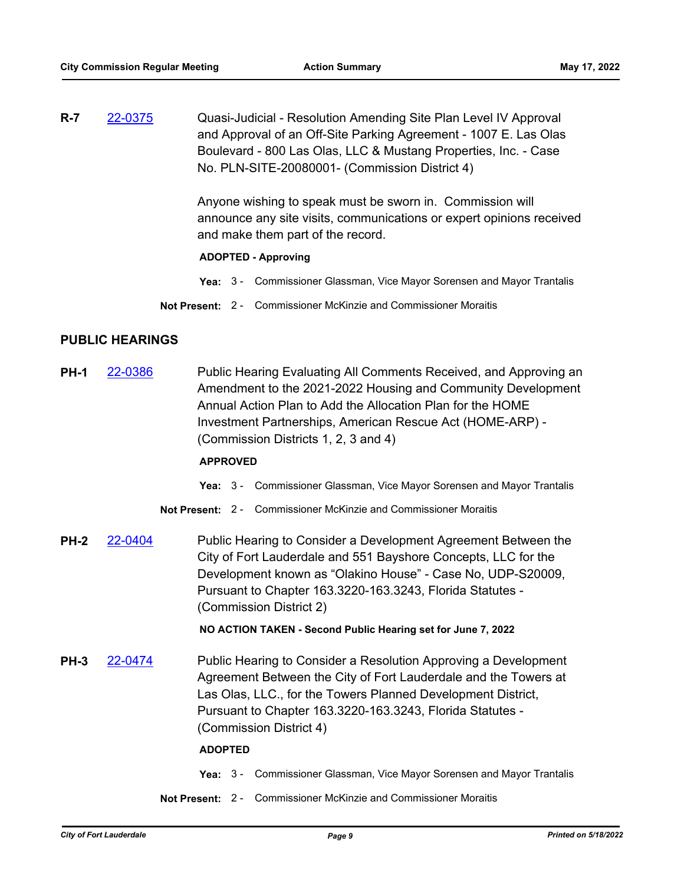**R-7** 22-0375 Quasi-Judicial - Resolution Amending Site Plan Level IV Approval and Approval of an Off-Site Parking Agreement - 1007 E. Las Olas Boulevard - 800 Las Olas, LLC & Mustang Properties, Inc. - Case No. PLN-SITE-20080001- (Commission District 4)

Anyone wishing to speak must be sworn in. Commission will announce any site visits, communications or expert opinions received and make them part of the record.

**ADOPTED - Approving**

**Yea:** 3 - Commissioner Glassman, Vice Mayor Sorensen and Mayor Trantalis

**Not Present:** 2 - Commissioner McKinzie and Commissioner Moraitis

## PUBLIC HEARINGS

**PH-1** 22-0386 Public Hearing Evaluating All Comments Received, and Approving an Amendment to the 2021-2022 Housing and Community Development Annual Action Plan to Add the Allocation Plan for the HOME Investment Partnerships, American Rescue Act (HOME-ARP) - (Commission Districts 1, 2, 3 and 4)

**APPROVED**

**Yea:** 3 - Commissioner Glassman, Vice Mayor Sorensen and Mayor Trantalis

**Not Present:** 2 - Commissioner McKinzie and Commissioner Moraitis

**PH-2** 22-0404 Public Hearing to Consider a Development Agreement Between the City of Fort Lauderdale and 551 Bayshore Concepts, LLC for the Development known as "Olakino House" - Case No, UDP-S20009, Pursuant to Chapter 163.3220-163.3243, Florida Statutes - (Commission District 2)

**NO ACTION TAKEN - Second Public Hearing set for June 7, 2022**

**PH-3** 22-0474 Public Hearing to Consider a Resolution Approving a Development Agreement Between the City of Fort Lauderdale and the Towers at Las Olas, LLC., for the Towers Planned Development District, Pursuant to Chapter 163.3220-163.3243, Florida Statutes - (Commission District 4)

**ADOPTED**

**Yea:** 3 - Commissioner Glassman, Vice Mayor Sorensen and Mayor Trantalis

**Not Present:** 2 - Commissioner McKinzie and Commissioner Moraitis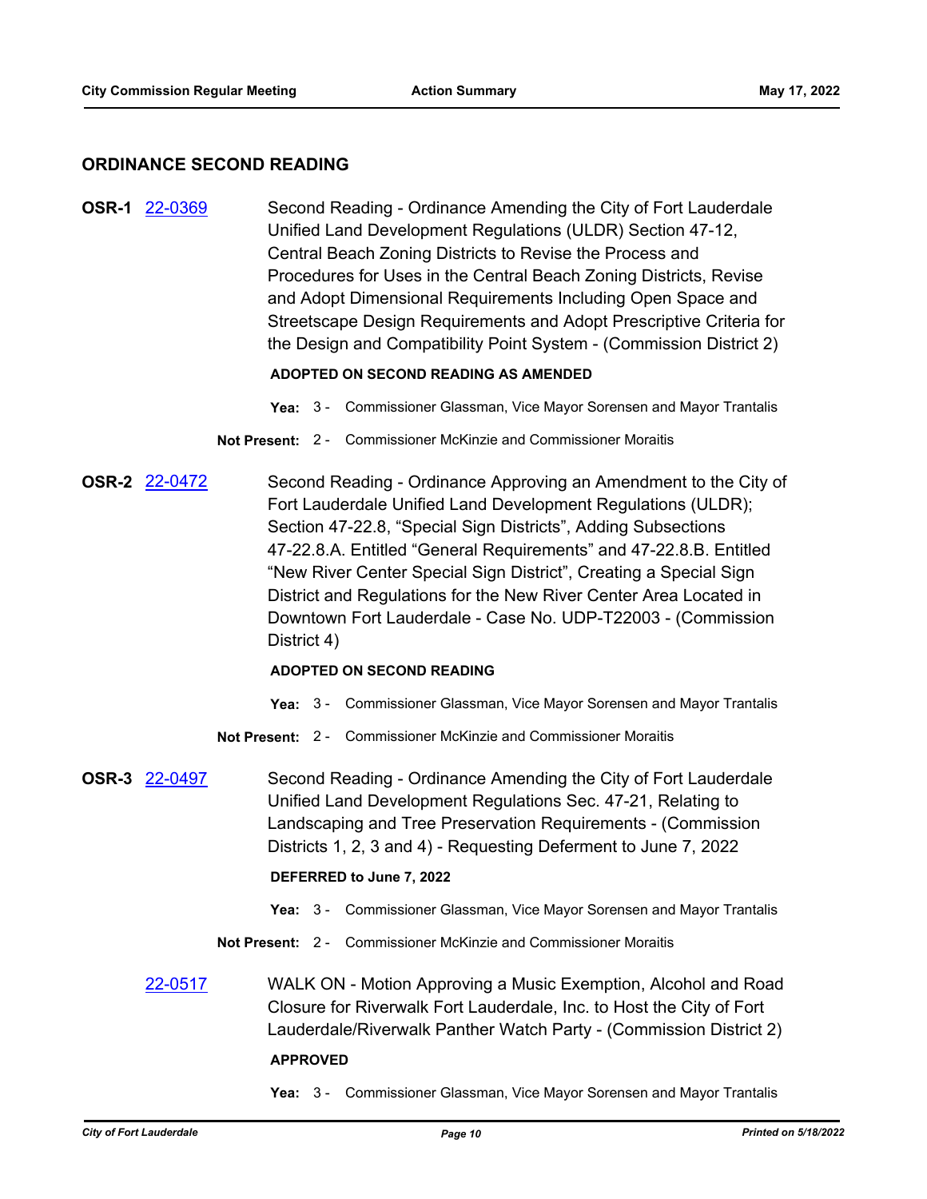## ORDINANCE SECOND READING

**OSR-1** [22-0369](22-0369) Second Reading - Ordinance Amending the City of Fort Lauderdale Unified Land Development Regulations (ULDR) Section 47-12, Central Beach Zoning Districts to Revise the Process and Procedures for Uses in the Central Beach Zoning Districts, Revise and Adopt Dimensional Requirements Including Open Space and Streetscape Design Requirements and Adopt Prescriptive Criteria for the Design and Compatibility Point System - (Commission District 2)

**ADOPTED ON SECOND READING AS AMENDED**

**Yea:** 3 - Commissioner Glassman, Vice Mayor Sorensen and Mayor Trantalis

**Not Present:** 2 - Commissioner McKinzie and Commissioner Moraitis

**OSR-2** [22-0472](22-0472) Second Reading - Ordinance Approving an Amendment to the City of Fort Lauderdale Unified Land Development Regulations (ULDR); Section 47-22.8, "Special Sign Districts", Adding Subsections 47-22.8.A. Entitled "General Requirements" and 47-22.8.B. Entitled "New River Center Special Sign District", Creating a Special Sign District and Regulations for the New River Center Area Located in Downtown Fort Lauderdale - Case No. UDP-T22003 - (Commission District 4)

**ADOPTED ON SECOND READING**

**Yea:** 3 - Commissioner Glassman, Vice Mayor Sorensen and Mayor Trantalis

**Not Present:** 2 - Commissioner McKinzie and Commissioner Moraitis

**OSR-3** [22-0497](22-0497) Second Reading - Ordinance Amending the City of Fort Lauderdale Unified Land Development Regulations Sec. 47-21, Relating to Landscaping and Tree Preservation Requirements - (Commission Districts 1, 2, 3 and 4) - Requesting Deferment to June 7, 2022

**DEFERRED to June 7, 2022**

**Yea:** 3 - Commissioner Glassman, Vice Mayor Sorensen and Mayor Trantalis

**Not Present:** 2 - Commissioner McKinzie and Commissioner Moraitis

[22-0517](22-0517) WALK ON - Motion Approving a Music Exemption, Alcohol and Road Closure for Riverwalk Fort Lauderdale, Inc. to Host the City of Fort Lauderdale/Riverwalk Panther Watch Party - (Commission District 2)

**APPROVED**

**Yea:** 3 - Commissioner Glassman, Vice Mayor Sorensen and Mayor Trantalis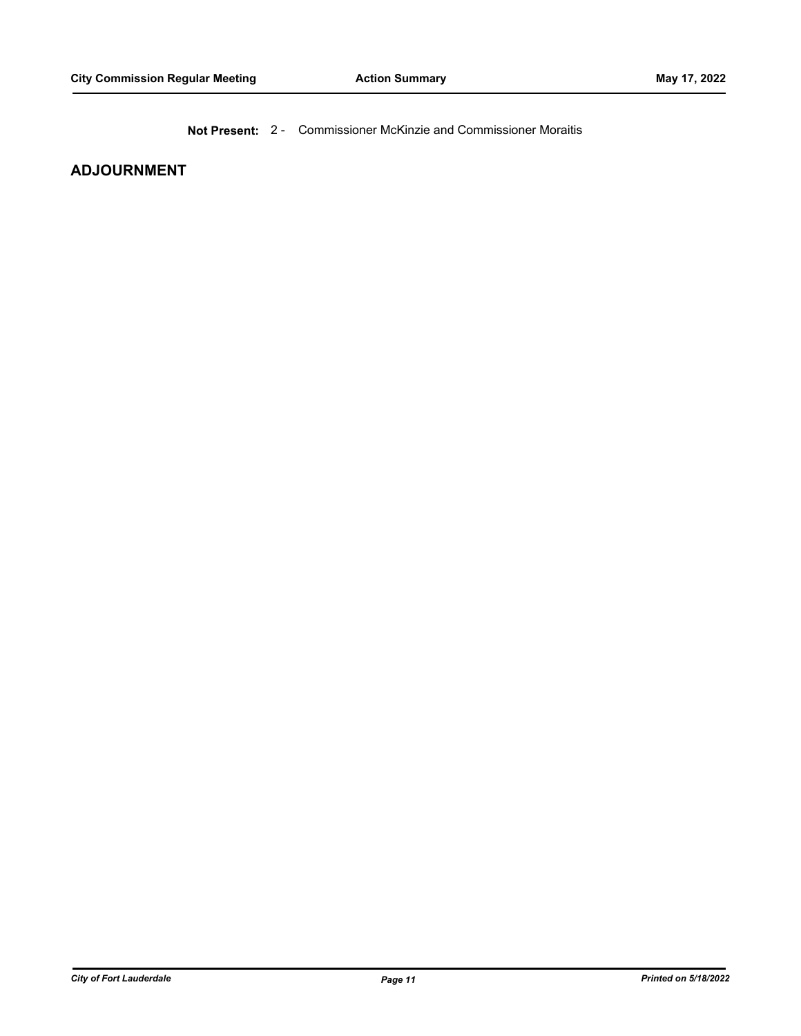**Not Present:** 2 - Commissioner McKinzie and Commissioner Moraitis

## ADJOURNMENT